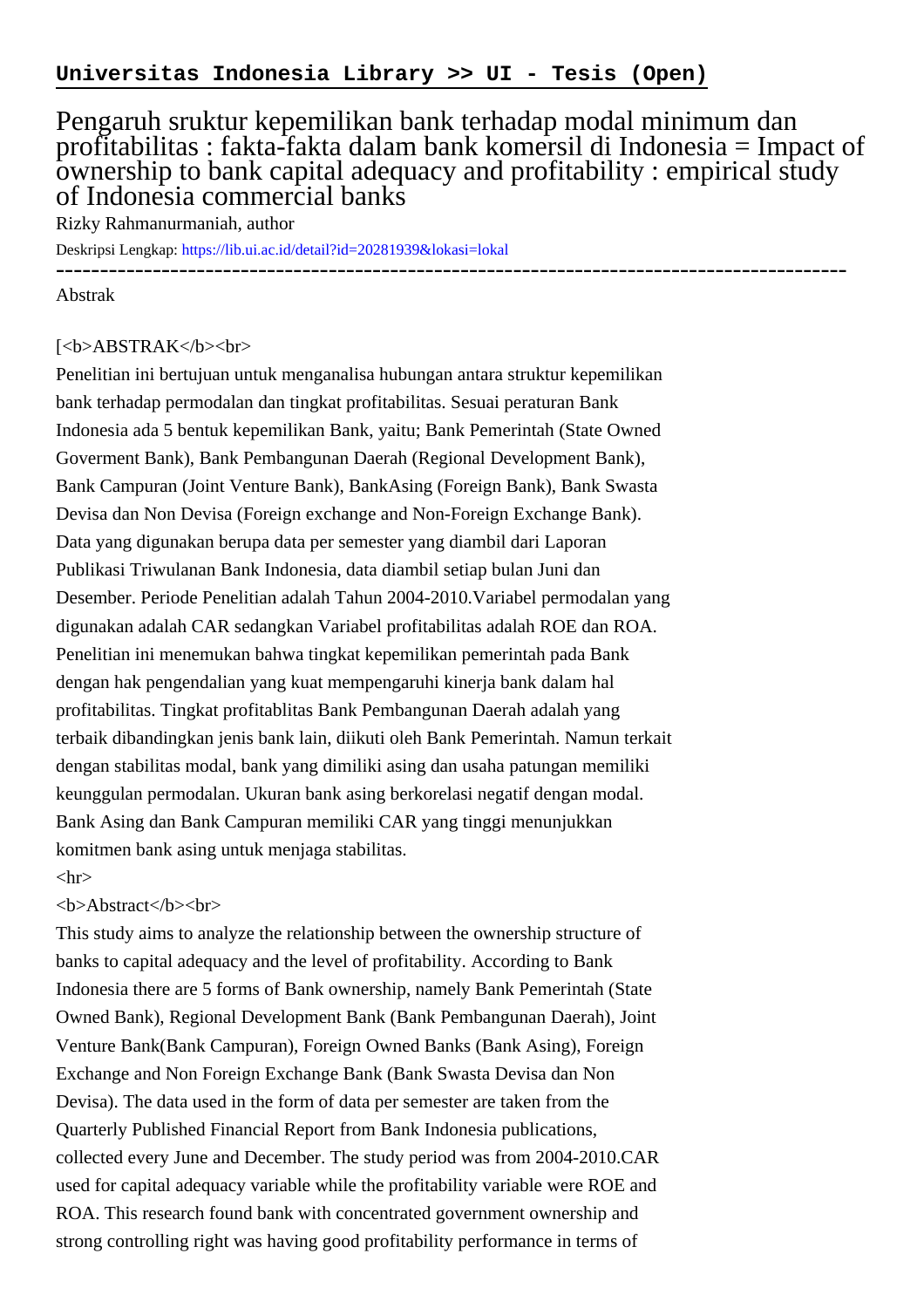**Universitas Indonesia Library >> UI - Tesis (Open)**

# Pengaruh sruktur kepemilikan bank terhadap modal minimum dan profitabilitas : fakta-fakta dalam bank komersil di Indonesia = Impact of ownership to bank capital adequacy and profitability : empirical study of Indonesia commercial banks

Rizky Rahmanurmaniah, author

Deskripsi Lengkap: https://lib.ui.ac.id/detail?id=20281939&lokasi=lokal

---

Abstrak

[<b>ABSTRAK</b><br>

Penelitian ini bertujuan untuk menganalisa hubungan antara struktur kepemilikan bank terhadap permodalan dan tingkat profitabilitas. Sesuai peraturan Bank Indonesia ada 5 bentuk kepemilikan Bank, yaitu; Bank Pemerintah (State Owned Goverment Bank), Bank Pembangunan Daerah (Regional Development Bank), Bank Campuran (Joint Venture Bank), BankAsing (Foreign Bank), Bank Swasta Devisa dan Non Devisa (Foreign exchange and Non-Foreign Exchange Bank). Data yang digunakan berupa data per semester yang diambil dari Laporan Publikasi Triwulanan Bank Indonesia, data diambil setiap bulan Juni dan Desember. Periode Penelitian adalah Tahun 2004-2010.Variabel permodalan yang digunakan adalah CAR sedangkan Variabel profitabilitas adalah ROE dan ROA. Penelitian ini menemukan bahwa tingkat kepemilikan pemerintah pada Bank dengan hak pengendalian yang kuat mempengaruhi kinerja bank dalam hal profitabilitas. Tingkat profitablitas Bank Pembangunan Daerah adalah yang terbaik dibandingkan jenis bank lain, diikuti oleh Bank Pemerintah. Namun terkait dengan stabilitas modal, bank yang dimiliki asing dan usaha patungan memiliki keunggulan permodalan. Ukuran bank asing berkorelasi negatif dengan modal. Bank Asing dan Bank Campuran memiliki CAR yang tinggi menunjukkan komitmen bank asing untuk menjaga stabilitas.

<hr>

<b>Abstract</b><br>

This study aims to analyze the relationship between the ownership structure of banks to capital adequacy and the level of profitability. According to Bank Indonesia there are 5 forms of Bank ownership, namely Bank Pemerintah (State Owned Bank), Regional Development Bank (Bank Pembangunan Daerah), Joint Venture Bank(Bank Campuran), Foreign Owned Banks (Bank Asing), Foreign Exchange and Non Foreign Exchange Bank (Bank Swasta Devisa dan Non Devisa). The data used in the form of data per semester are taken from the Quarterly Published Financial Report from Bank Indonesia publications, collected every June and December. The study period was from 2004-2010.CAR used for capital adequacy variable while the profitability variable were ROE and ROA. This research found bank with concentrated government ownership and strong controlling right was having good profitability performance in terms of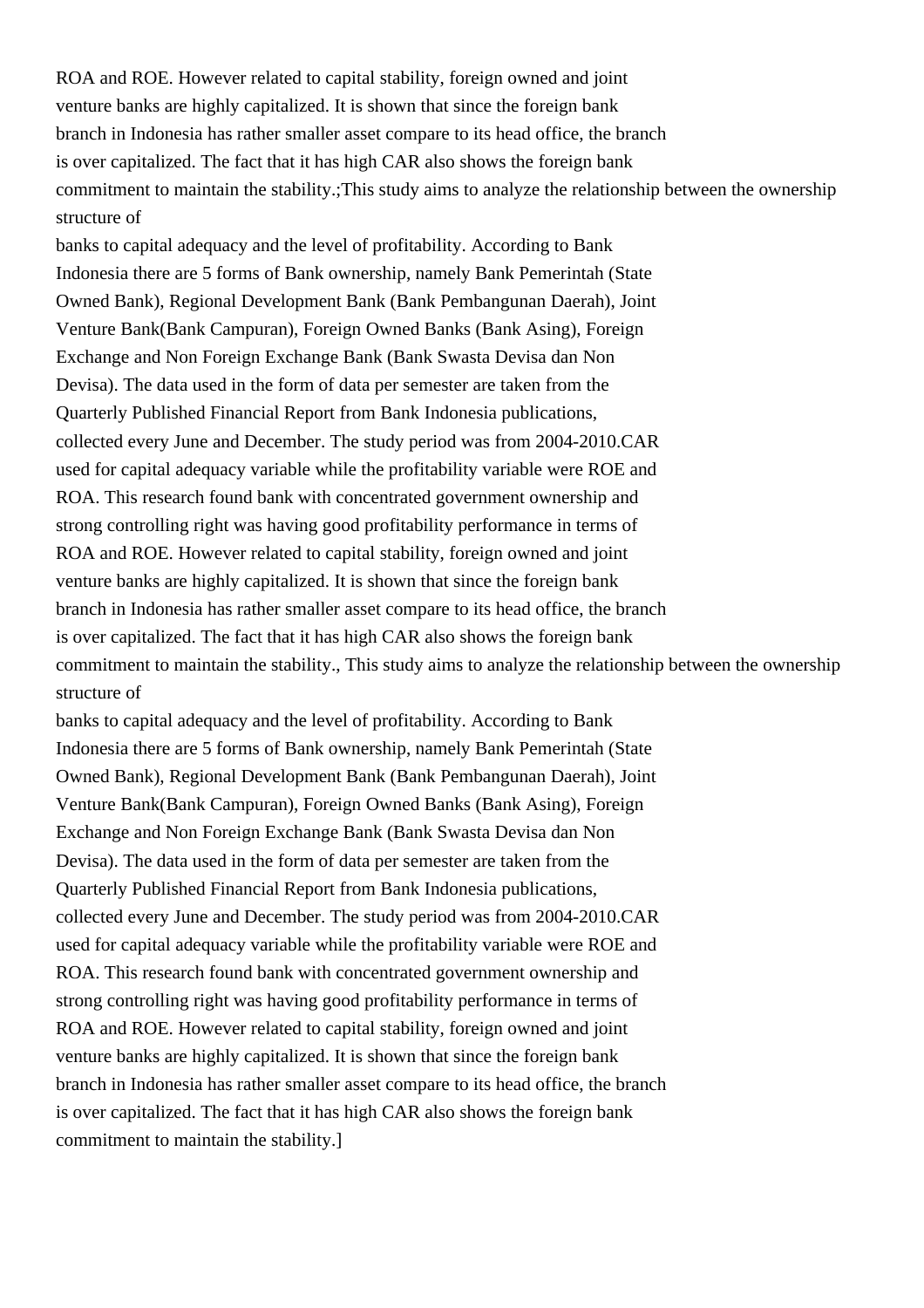ROA and ROE. However related to capital stability, foreign owned and joint venture banks are highly capitalized. It is shown that since the foreign bank branch in Indonesia has rather smaller asset compare to its head office, the branch is over capitalized. The fact that it has high CAR also shows the foreign bank commitment to maintain the stability.;This study aims to analyze the relationship between the ownership structure of banks to capital adequacy and the level of profitability. According to Bank Indonesia there are 5 forms of Bank ownership, namely Bank Pemerintah (State Owned Bank), Regional Development Bank (Bank Pembangunan Daerah), Joint Venture Bank(Bank Campuran), Foreign Owned Banks (Bank Asing), Foreign Exchange and Non Foreign Exchange Bank (Bank Swasta Devisa dan Non Devisa). The data used in the form of data per semester are taken from the Quarterly Published Financial Report from Bank Indonesia publications, collected every June and December. The study period was from 2004-2010.CAR used for capital adequacy variable while the profitability variable were ROE and ROA. This research found bank with concentrated government ownership and strong controlling right was having good profitability performance in terms of ROA and ROE. However related to capital stability, foreign owned and joint venture banks are highly capitalized. It is shown that since the foreign bank branch in Indonesia has rather smaller asset compare to its head office, the branch is over capitalized. The fact that it has high CAR also shows the foreign bank commitment to maintain the stability., This study aims to analyze the relationship between the ownership structure of banks to capital adequacy and the level of profitability. According to Bank Indonesia there are 5 forms of Bank ownership, namely Bank Pemerintah (State Owned Bank), Regional Development Bank (Bank Pembangunan Daerah), Joint Venture Bank(Bank Campuran), Foreign Owned Banks (Bank Asing), Foreign Exchange and Non Foreign Exchange Bank (Bank Swasta Devisa dan Non Devisa). The data used in the form of data per semester are taken from the Quarterly Published Financial Report from Bank Indonesia publications, collected every June and December. The study period was from 2004-2010.CAR used for capital adequacy variable while the profitability variable were ROE and ROA. This research found bank with concentrated government ownership and strong controlling right was having good profitability performance in terms of ROA and ROE. However related to capital stability, foreign owned and joint venture banks are highly capitalized. It is shown that since the foreign bank branch in Indonesia has rather smaller asset compare to its head office, the branch is over capitalized. The fact that it has high CAR also shows the foreign bank commitment to maintain the stability.]